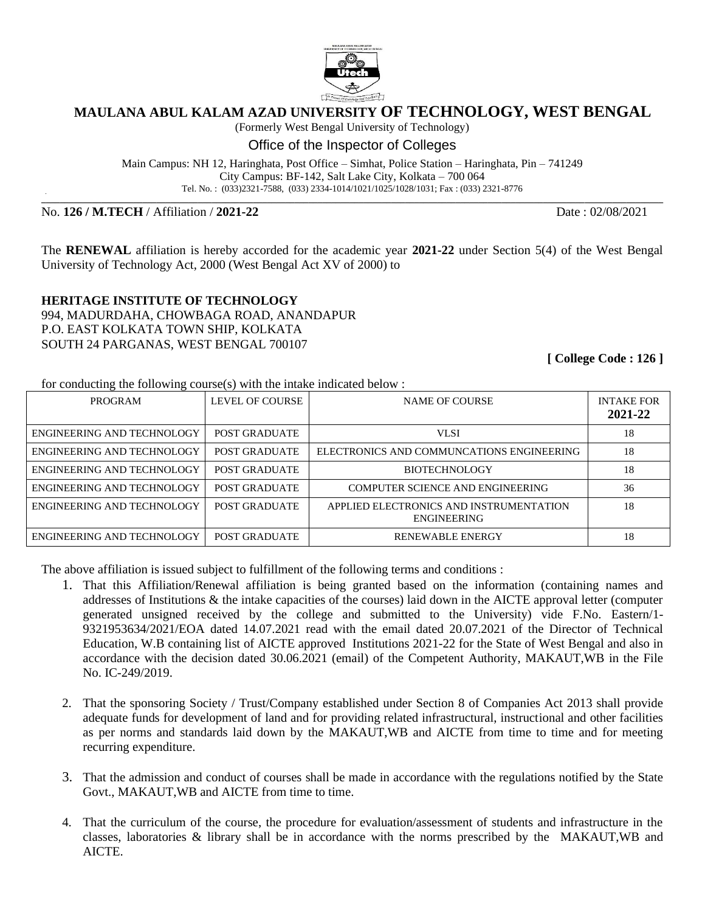# MAULANA ABUL KALAM AZAD UNIVERSITY OF TECHNOLOGY, WEST BENGAL

(Formerly West Bengal University of Technology)

## Office of the Inspector of Colleges

Main Campus: NH 12, Haringhata, Post Office – Simhat, Police Station – Haringhata, Pin – 741249
City Campus: BF-142, Salt Lake City, Kolkata – 700 064
Tel. No. : (033)2321-7588, (033) 2334-1014/1021/1025/1028/1031; Fax : (033) 2321-8776

No. **126 / M.TECH** / Affiliation / **2021-22** Date : 02/08/2021

The **RENEWAL** affiliation is hereby accorded for the academic year **2021-22** under Section 5(4) of the West Bengal University of Technology Act, 2000 (West Bengal Act XV of 2000) to

**HERITAGE INSTITUTE OF TECHNOLOGY**
994, MADURDAHA, CHOWBAGA ROAD, ANANDAPUR
P.O. EAST KOLKATA TOWN SHIP, KOLKATA
SOUTH 24 PARGANAS, WEST BENGAL 700107

**[ College Code : 126 ]**

for conducting the following course(s) with the intake indicated below :

| PROGRAM | LEVEL OF COURSE | NAME OF COURSE | INTAKE FOR **2021-22** |
|---|---|---|---|
| ENGINEERING AND TECHNOLOGY | POST GRADUATE | VLSI | 18 |
| ENGINEERING AND TECHNOLOGY | POST GRADUATE | ELECTRONICS AND COMMUNCATIONS ENGINEERING | 18 |
| ENGINEERING AND TECHNOLOGY | POST GRADUATE | BIOTECHNOLOGY | 18 |
| ENGINEERING AND TECHNOLOGY | POST GRADUATE | COMPUTER SCIENCE AND ENGINEERING | 36 |
| ENGINEERING AND TECHNOLOGY | POST GRADUATE | APPLIED ELECTRONICS AND INSTRUMENTATION ENGINEERING | 18 |
| ENGINEERING AND TECHNOLOGY | POST GRADUATE | RENEWABLE ENERGY | 18 |

The above affiliation is issued subject to fulfillment of the following terms and conditions :

1. That this Affiliation/Renewal affiliation is being granted based on the information (containing names and addresses of Institutions & the intake capacities of the courses) laid down in the AICTE approval letter (computer generated unsigned received by the college and submitted to the University) vide F.No. Eastern/1-9321953634/2021/EOA dated 14.07.2021 read with the email dated 20.07.2021 of the Director of Technical Education, W.B containing list of AICTE approved Institutions 2021-22 for the State of West Bengal and also in accordance with the decision dated 30.06.2021 (email) of the Competent Authority, MAKAUT,WB in the File No. IC-249/2019.

2. That the sponsoring Society / Trust/Company established under Section 8 of Companies Act 2013 shall provide adequate funds for development of land and for providing related infrastructural, instructional and other facilities as per norms and standards laid down by the MAKAUT,WB and AICTE from time to time and for meeting recurring expenditure.

3. That the admission and conduct of courses shall be made in accordance with the regulations notified by the State Govt., MAKAUT,WB and AICTE from time to time.

4. That the curriculum of the course, the procedure for evaluation/assessment of students and infrastructure in the classes, laboratories & library shall be in accordance with the norms prescribed by the MAKAUT,WB and AICTE.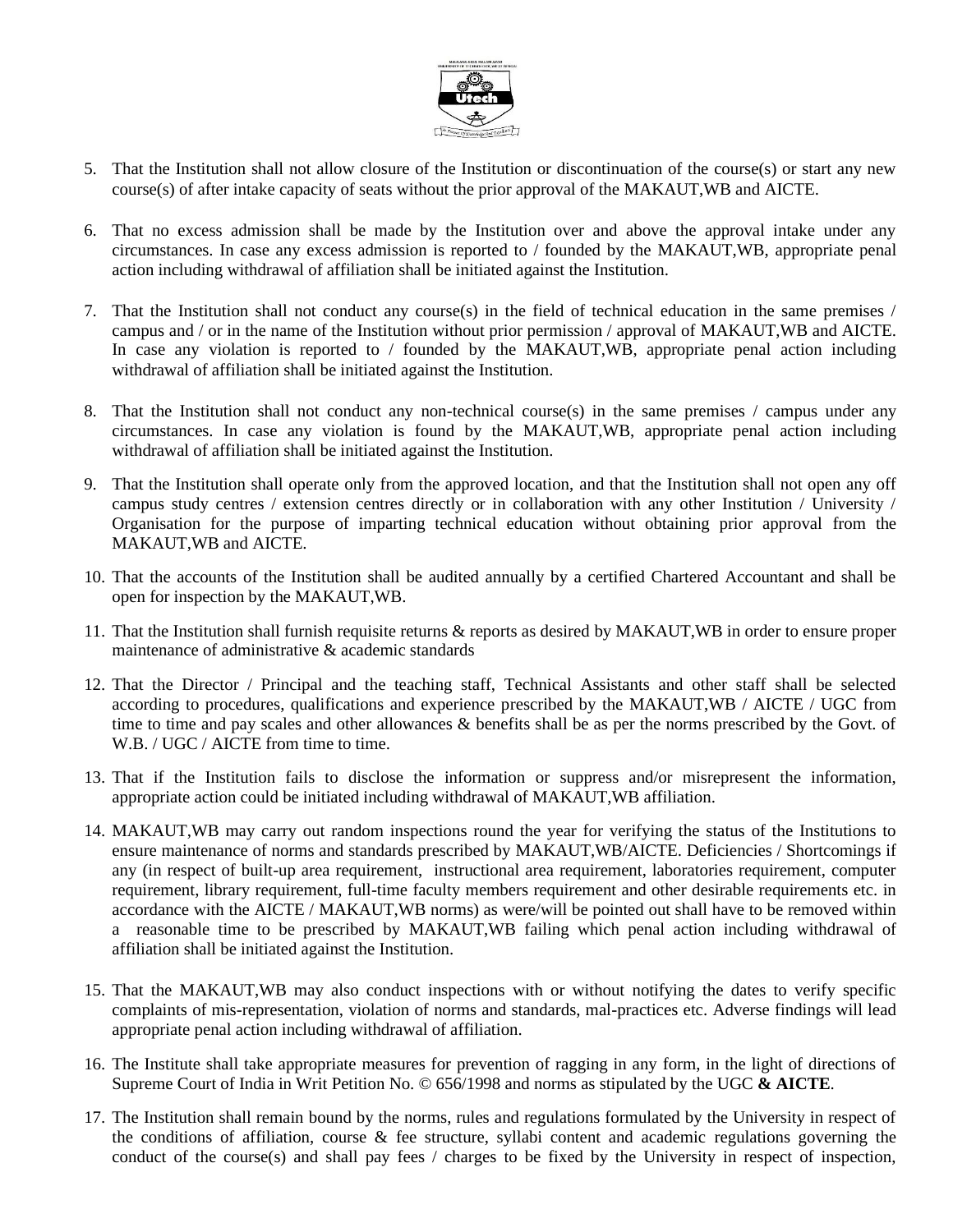5. That the Institution shall not allow closure of the Institution or discontinuation of the course(s) or start any new course(s) of after intake capacity of seats without the prior approval of the MAKAUT,WB and AICTE.

6. That no excess admission shall be made by the Institution over and above the approval intake under any circumstances. In case any excess admission is reported to / founded by the MAKAUT,WB, appropriate penal action including withdrawal of affiliation shall be initiated against the Institution.

7. That the Institution shall not conduct any course(s) in the field of technical education in the same premises / campus and / or in the name of the Institution without prior permission / approval of MAKAUT,WB and AICTE. In case any violation is reported to / founded by the MAKAUT,WB, appropriate penal action including withdrawal of affiliation shall be initiated against the Institution.

8. That the Institution shall not conduct any non-technical course(s) in the same premises / campus under any circumstances. In case any violation is found by the MAKAUT,WB, appropriate penal action including withdrawal of affiliation shall be initiated against the Institution.

9. That the Institution shall operate only from the approved location, and that the Institution shall not open any off campus study centres / extension centres directly or in collaboration with any other Institution / University / Organisation for the purpose of imparting technical education without obtaining prior approval from the MAKAUT,WB and AICTE.

10. That the accounts of the Institution shall be audited annually by a certified Chartered Accountant and shall be open for inspection by the MAKAUT,WB.

11. That the Institution shall furnish requisite returns & reports as desired by MAKAUT,WB in order to ensure proper maintenance of administrative & academic standards

12. That the Director / Principal and the teaching staff, Technical Assistants and other staff shall be selected according to procedures, qualifications and experience prescribed by the MAKAUT,WB / AICTE / UGC from time to time and pay scales and other allowances & benefits shall be as per the norms prescribed by the Govt. of W.B. / UGC / AICTE from time to time.

13. That if the Institution fails to disclose the information or suppress and/or misrepresent the information, appropriate action could be initiated including withdrawal of MAKAUT,WB affiliation.

14. MAKAUT,WB may carry out random inspections round the year for verifying the status of the Institutions to ensure maintenance of norms and standards prescribed by MAKAUT,WB/AICTE. Deficiencies / Shortcomings if any (in respect of built-up area requirement, instructional area requirement, laboratories requirement, computer requirement, library requirement, full-time faculty members requirement and other desirable requirements etc. in accordance with the AICTE / MAKAUT,WB norms) as were/will be pointed out shall have to be removed within a reasonable time to be prescribed by MAKAUT,WB failing which penal action including withdrawal of affiliation shall be initiated against the Institution.

15. That the MAKAUT,WB may also conduct inspections with or without notifying the dates to verify specific complaints of mis-representation, violation of norms and standards, mal-practices etc. Adverse findings will lead appropriate penal action including withdrawal of affiliation.

16. The Institute shall take appropriate measures for prevention of ragging in any form, in the light of directions of Supreme Court of India in Writ Petition No. © 656/1998 and norms as stipulated by the UGC **& AICTE**.

17. The Institution shall remain bound by the norms, rules and regulations formulated by the University in respect of the conditions of affiliation, course & fee structure, syllabi content and academic regulations governing the conduct of the course(s) and shall pay fees / charges to be fixed by the University in respect of inspection,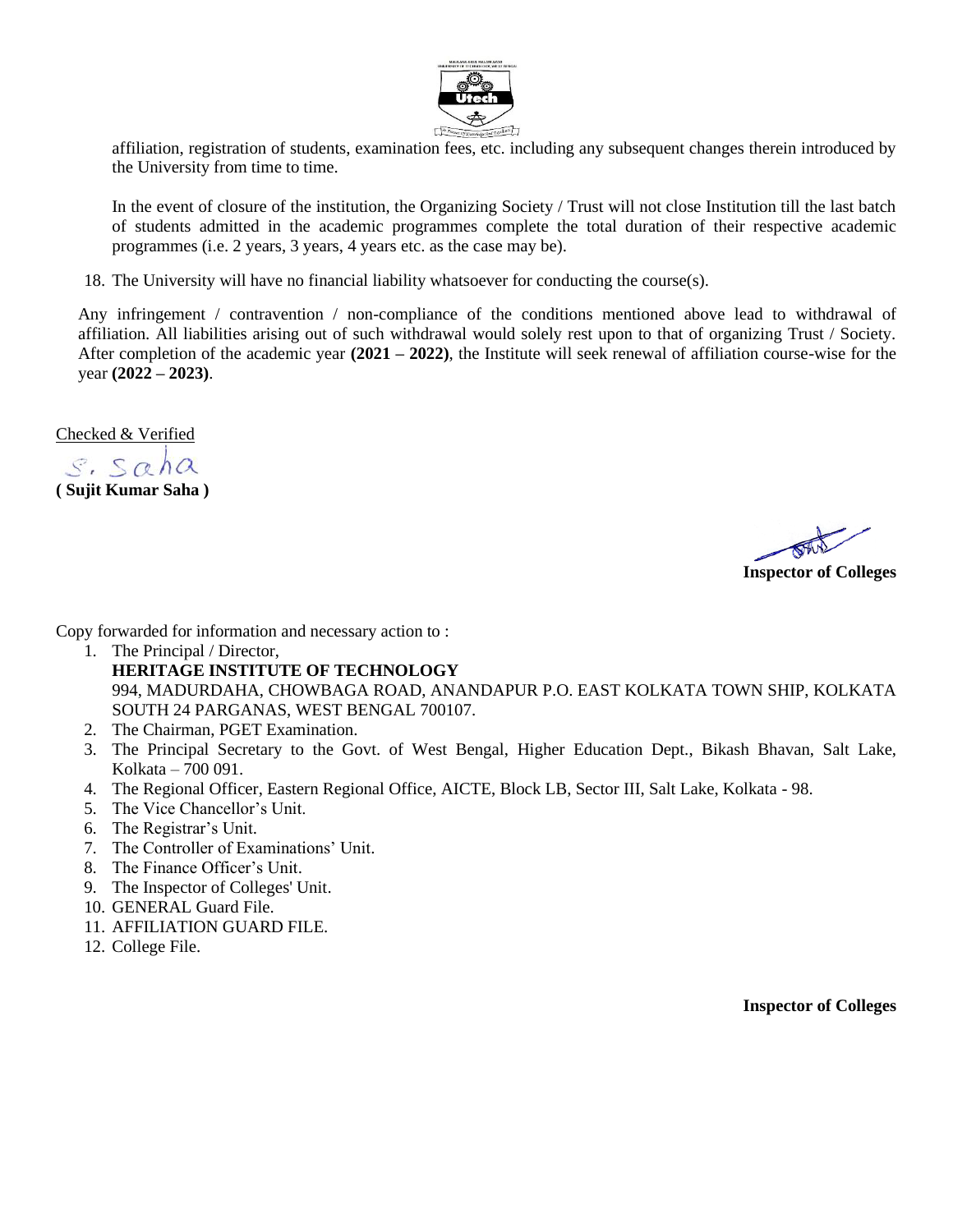affiliation, registration of students, examination fees, etc. including any subsequent changes therein introduced by the University from time to time.

In the event of closure of the institution, the Organizing Society / Trust will not close Institution till the last batch of students admitted in the academic programmes complete the total duration of their respective academic programmes (i.e. 2 years, 3 years, 4 years etc. as the case may be).

18. The University will have no financial liability whatsoever for conducting the course(s).

Any infringement / contravention / non-compliance of the conditions mentioned above lead to withdrawal of affiliation. All liabilities arising out of such withdrawal would solely rest upon to that of organizing Trust / Society. After completion of the academic year **(2021 – 2022)**, the Institute will seek renewal of affiliation course-wise for the year **(2022 – 2023)**.

Checked & Verified

S. Saha

**( Sujit Kumar Saha )**

**Inspector of Colleges**

Copy forwarded for information and necessary action to :

1. The Principal / Director,
   **HERITAGE INSTITUTE OF TECHNOLOGY**
   994, MADURDAHA, CHOWBAGA ROAD, ANANDAPUR P.O. EAST KOLKATA TOWN SHIP, KOLKATA SOUTH 24 PARGANAS, WEST BENGAL 700107.
2. The Chairman, PGET Examination.
3. The Principal Secretary to the Govt. of West Bengal, Higher Education Dept., Bikash Bhavan, Salt Lake, Kolkata – 700 091.
4. The Regional Officer, Eastern Regional Office, AICTE, Block LB, Sector III, Salt Lake, Kolkata - 98.
5. The Vice Chancellor's Unit.
6. The Registrar's Unit.
7. The Controller of Examinations' Unit.
8. The Finance Officer's Unit.
9. The Inspector of Colleges' Unit.
10. GENERAL Guard File.
11. AFFILIATION GUARD FILE.
12. College File.

**Inspector of Colleges**